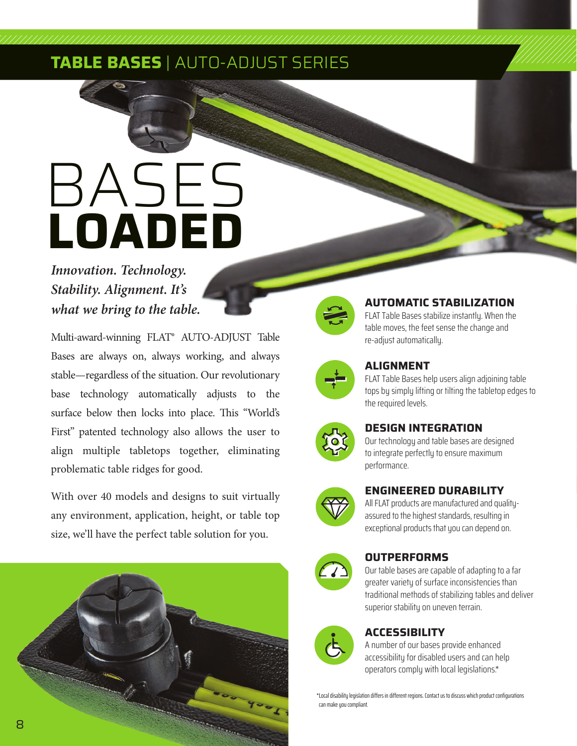## TABLE BASES | AUTO-ADJUST SERIES

# BASES **LOADED**

*Innovation. Technology. Stability. Alignment. It's what we bring to the table.*

Multi-award-winning FLAT® AUTO-ADJUST Table Bases are always on, always working, and always stable—regardless of the situation. Our revolutionary base technology automatically adjusts to the surface below then locks into place. This "World's First" patented technology also allows the user to align multiple tabletops together, eliminating problematic table ridges for good.

With over 40 models and designs to suit virtually any environment, application, height, or table top size, we'll have the perfect table solution for you.

### AUTOMATIC STABILIZATION

FLAT Table Bases stabilize instantly. When the table moves, the feet sense the change and re-adjust automatically.

### ALIGNMENT

FLAT Table Bases help users align adjoining table tops by simply lifting or tilting the tabletop edges to the required levels.

### DESIGN INTEGRATION

Our technology and table bases are designed to integrate perfectly to ensure maximum performance.

### ENGINEERED DURABILITY

All FLAT products are manufactured and quality-assured to the highest standards, resulting in exceptional products that you can depend on.

### OUTPERFORMS

Our table bases are capable of adapting to a far greater variety of surface inconsistencies than traditional methods of stabilizing tables and deliver superior stability on uneven terrain.

### ACCESSIBILITY

A number of our bases provide enhanced accessibility for disabled users and can help operators comply with local legislations.*

*Local disability legislation differs in different regions. Contact us to discuss which product configurations can make you compliant.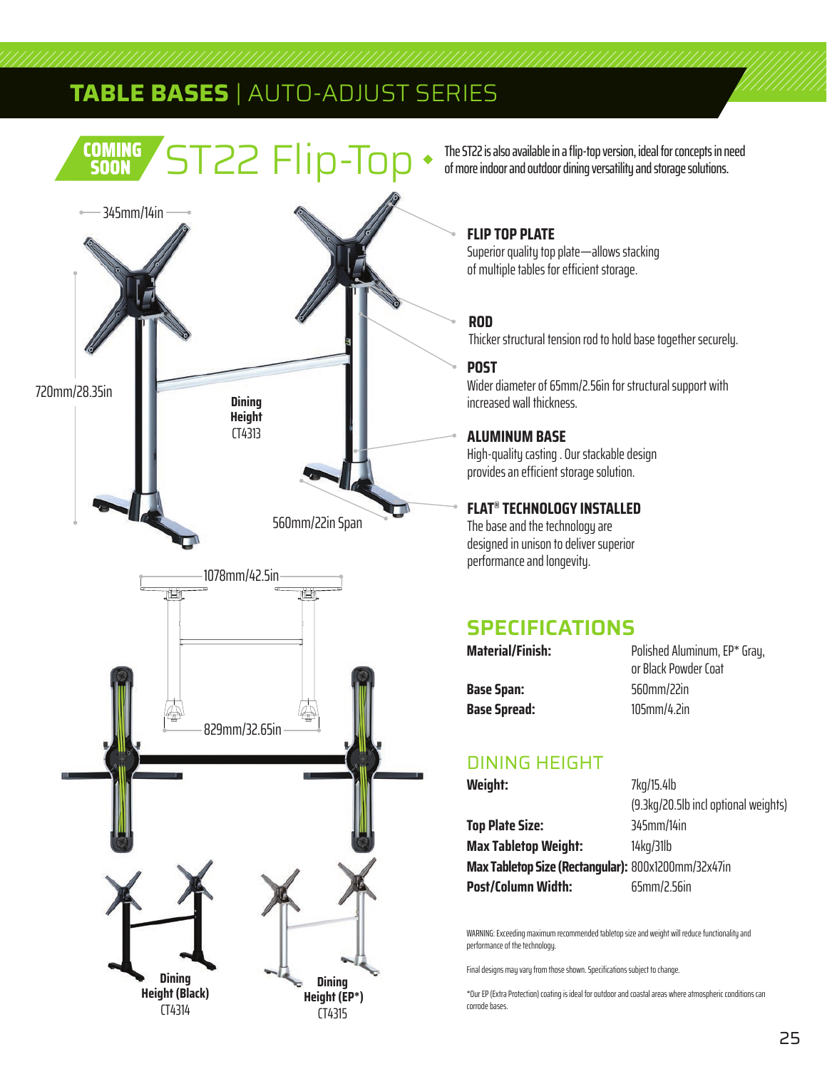# TABLE BASES | AUTO-ADJUST SERIES

## COMING SOON ST22 Flip-Top

The ST22 is also available in a flip-top version, ideal for concepts in need of more indoor and outdoor dining versatility and storage solutions.

345mm/14in

720mm/28.35in

**Dining Height**
CT4313

560mm/22in Span

1078mm/42.5in

829mm/32.65in

**Dining Height (Black)**
CT4314

**Dining Height (EP*)**
CT4315

**FLIP TOP PLATE**
Superior quality top plate—allows stacking of multiple tables for efficient storage.

**ROD**
Thicker structural tension rod to hold base together securely.

**POST**
Wider diameter of 65mm/2.56in for structural support with increased wall thickness.

**ALUMINUM BASE**
High-quality casting . Our stackable design provides an efficient storage solution.

**FLAT® TECHNOLOGY INSTALLED**
The base and the technology are designed in unison to deliver superior performance and longevity.

## SPECIFICATIONS

| | |
|---|---|
| **Material/Finish:** | Polished Aluminum, EP* Gray, or Black Powder Coat |
| **Base Span:** | 560mm/22in |
| **Base Spread:** | 105mm/4.2in |

## DINING HEIGHT

| | |
|---|---|
| **Weight:** | 7kg/15.4lb (9.3kg/20.5lb incl optional weights) |
| **Top Plate Size:** | 345mm/14in |
| **Max Tabletop Weight:** | 14kg/31lb |
| **Max Tabletop Size (Rectangular):** | 800x1200mm/32x47in |
| **Post/Column Width:** | 65mm/2.56in |

WARNING: Exceeding maximum recommended tabletop size and weight will reduce functionality and performance of the technology.

Final designs may vary from those shown. Specifications subject to change.

*Our EP (Extra Protection) coating is ideal for outdoor and coastal areas where atmospheric conditions can corrode bases.